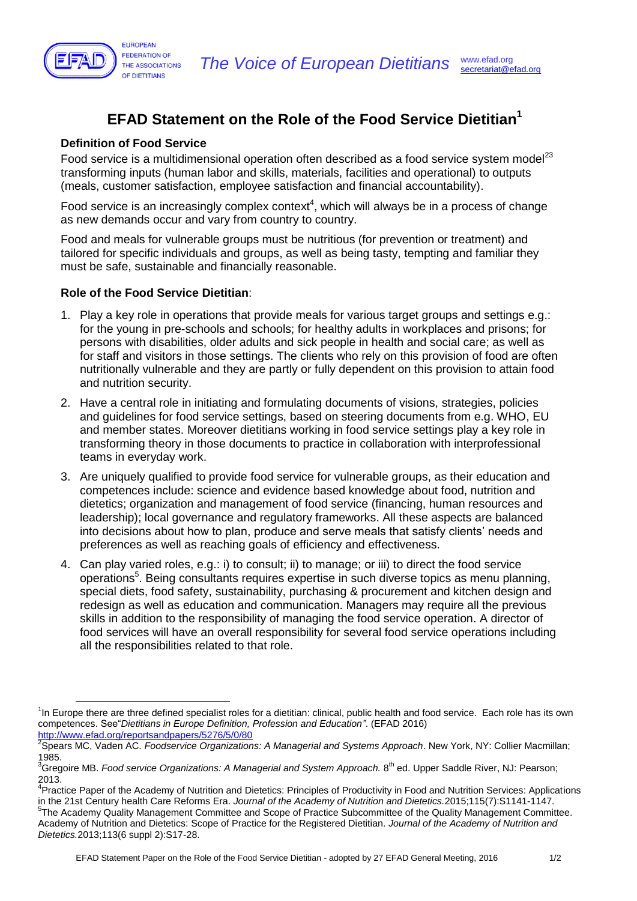# EFAD Statement on the Role of the Food Service Dietitian[1]

### Definition of Food Service

Food service is a multidimensional operation often described as a food service system model[2,3] transforming inputs (human labor and skills, materials, facilities and operational) to outputs (meals, customer satisfaction, employee satisfaction and financial accountability).

Food service is an increasingly complex context[4], which will always be in a process of change as new demands occur and vary from country to country.

Food and meals for vulnerable groups must be nutritious (for prevention or treatment) and tailored for specific individuals and groups, as well as being tasty, tempting and familiar they must be safe, sustainable and financially reasonable.

### Role of the Food Service Dietitian:

1. Play a key role in operations that provide meals for various target groups and settings e.g.: for the young in pre-schools and schools; for healthy adults in workplaces and prisons; for persons with disabilities, older adults and sick people in health and social care; as well as for staff and visitors in those settings. The clients who rely on this provision of food are often nutritionally vulnerable and they are partly or fully dependent on this provision to attain food and nutrition security.
2. Have a central role in initiating and formulating documents of visions, strategies, policies and guidelines for food service settings, based on steering documents from e.g. WHO, EU and member states. Moreover dietitians working in food service settings play a key role in transforming theory in those documents to practice in collaboration with interprofessional teams in everyday work.
3. Are uniquely qualified to provide food service for vulnerable groups, as their education and competences include: science and evidence based knowledge about food, nutrition and dietetics; organization and management of food service (financing, human resources and leadership); local governance and regulatory frameworks. All these aspects are balanced into decisions about how to plan, produce and serve meals that satisfy clients' needs and preferences as well as reaching goals of efficiency and effectiveness.
4. Can play varied roles, e.g.: i) to consult; ii) to manage; or iii) to direct the food service operations[5]. Being consultants requires expertise in such diverse topics as menu planning, special diets, food safety, sustainability, purchasing & procurement and kitchen design and redesign as well as education and communication. Managers may require all the previous skills in addition to the responsibility of managing the food service operation. A director of food services will have an overall responsibility for several food service operations including all the responsibilities related to that role.

---

[1] In Europe there are three defined specialist roles for a dietitian: clinical, public health and food service. Each role has its own competences. See "*Dietitians in Europe Definition, Profession and Education*". (EFAD 2016) http://www.efad.org/reportsandpapers/5276/5/0/80

[2] Spears MC, Vaden AC. *Foodservice Organizations: A Managerial and Systems Approach*. New York, NY: Collier Macmillan; 1985.

[3] Gregoire MB. *Food service Organizations: A Managerial and System Approach.* 8th ed. Upper Saddle River, NJ: Pearson; 2013.

[4] Practice Paper of the Academy of Nutrition and Dietetics: Principles of Productivity in Food and Nutrition Services: Applications in the 21st Century health Care Reforms Era. *Journal of the Academy of Nutrition and Dietetics.* 2015;115(7):S1141-1147.

[5] The Academy Quality Management Committee and Scope of Practice Subcommittee of the Quality Management Committee. Academy of Nutrition and Dietetics: Scope of Practice for the Registered Dietitian. *Journal of the Academy of Nutrition and Dietetics.* 2013;113(6 suppl 2):S17-28.

EFAD Statement Paper on the Role of the Food Service Dietitian - adopted by 27 EFAD General Meeting, 2016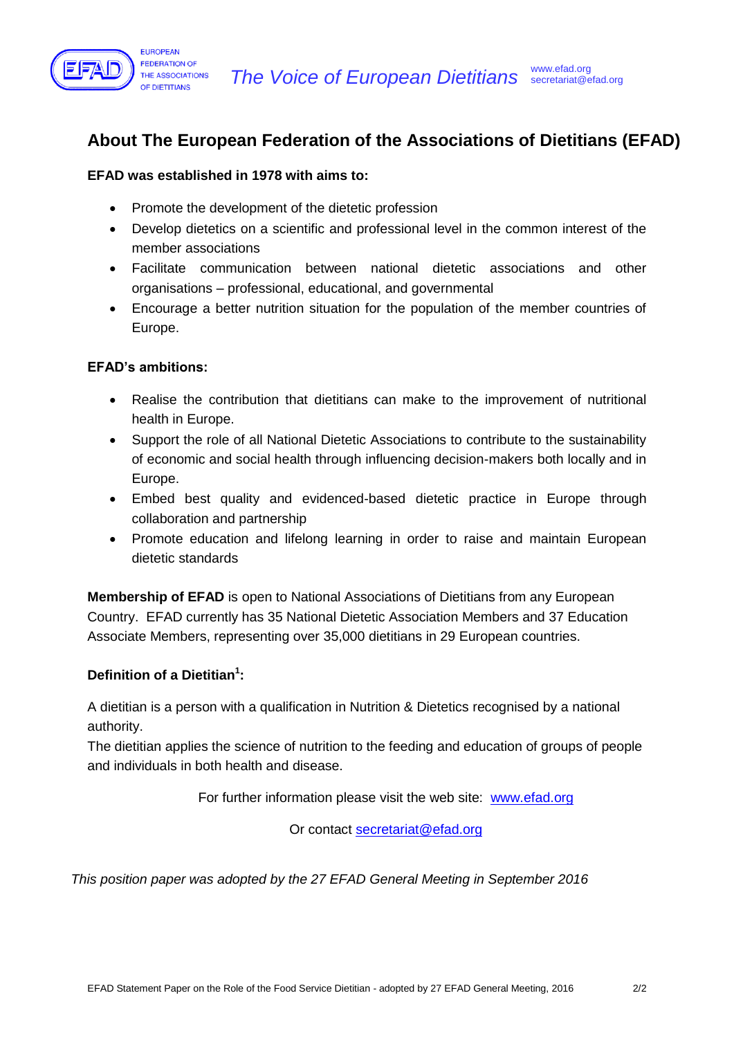## About The European Federation of the Associations of Dietitians (EFAD)

**EFAD was established in 1978 with aims to:**

- Promote the development of the dietetic profession
- Develop dietetics on a scientific and professional level in the common interest of the member associations
- Facilitate communication between national dietetic associations and other organisations – professional, educational, and governmental
- Encourage a better nutrition situation for the population of the member countries of Europe.

**EFAD's ambitions:**

- Realise the contribution that dietitians can make to the improvement of nutritional health in Europe.
- Support the role of all National Dietetic Associations to contribute to the sustainability of economic and social health through influencing decision-makers both locally and in Europe.
- Embed best quality and evidenced-based dietetic practice in Europe through collaboration and partnership
- Promote education and lifelong learning in order to raise and maintain European dietetic standards

**Membership of EFAD** is open to National Associations of Dietitians from any European Country. EFAD currently has 35 National Dietetic Association Members and 37 Education Associate Members, representing over 35,000 dietitians in 29 European countries.

**Definition of a Dietitian[1]:**

A dietitian is a person with a qualification in Nutrition & Dietetics recognised by a national authority.
The dietitian applies the science of nutrition to the feeding and education of groups of people and individuals in both health and disease.

For further information please visit the web site: www.efad.org

Or contact secretariat@efad.org

*This position paper was adopted by the 27 EFAD General Meeting in September 2016*